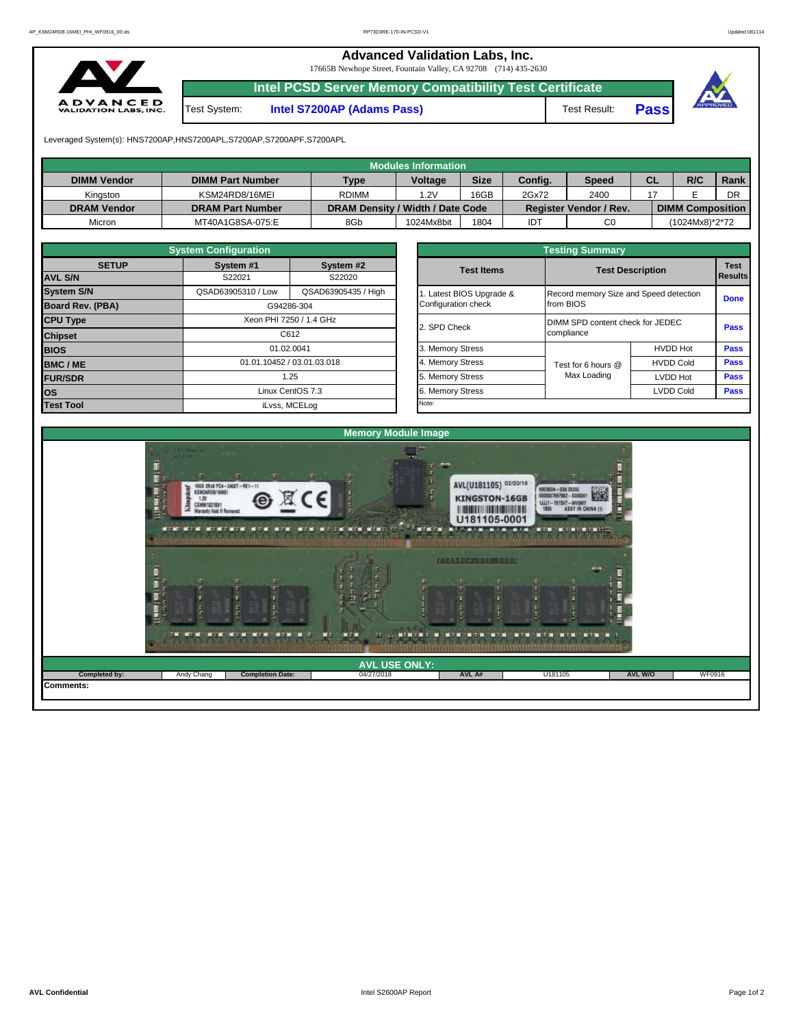# Advanced Validation Labs, Inc.

17665B Newhope Street, Fountain Valley, CA 92708 (714) 435-2630

## Intel PCSD Server Memory Compatibility Test Certificate

Test System: **Intel S7200AP (Adams Pass)** Test Result: **Pass**

Leveraged System(s): HNS7200AP,HNS7200APL,S7200AP,S7200APF,S7200APL

| Modules Information | | | | | | | | | |
|---|---|---|---|---|---|---|---|---|---|
| **DIMM Vendor** | **DIMM Part Number** | **Type** | **Voltage** | **Size** | **Config.** | **Speed** | **CL** | **R/C** | **Rank** |
| Kingston | KSM24RD8/16MEI | RDIMM | 1.2V | 16GB | 2Gx72 | 2400 | 17 | E | DR |
| **DRAM Vendor** | **DRAM Part Number** | **DRAM Density / Width / Date Code** | | | **Register Vendor / Rev.** | | **DIMM Composition** | | |
| Micron | MT40A1G8SA-075:E | 8Gb | 1024Mx8bit | 1804 | IDT | C0 | (1024Mx8)*2*72 | | |

| System Configuration | | |
|---|---|---|
| **SETUP** | **System #1** | **System #2** |
| **AVL S/N** | S22021 | S22020 |
| **System S/N** | QSAD63905310 / Low | QSAD63905435 / High |
| **Board Rev. (PBA)** | G94286-304 | |
| **CPU Type** | Xeon PHI 7250 / 1.4 GHz | |
| **Chipset** | C612 | |
| **BIOS** | 01.02.0041 | |
| **BMC / ME** | 01.01.10452 / 03.01.03.018 | |
| **FUR/SDR** | 1.25 | |
| **OS** | Linux CentOS 7.3 | |
| **Test Tool** | iLvss, MCELog | |

| Testing Summary | | | |
|---|---|---|---|
| **Test Items** | **Test Description** | | **Test Results** |
| 1. Latest BIOS Upgrade & Configuration check | Record memory Size and Speed detection from BIOS | | Done |
| 2. SPD Check | DIMM SPD content check for JEDEC compliance | | Pass |
| 3. Memory Stress | Test for 6 hours @ Max Loading | HVDD Hot | Pass |
| 4. Memory Stress | | HVDD Cold | Pass |
| 5. Memory Stress | | LVDD Hot | Pass |
| 6. Memory Stress | | LVDD Cold | Pass |
| Note: | | | |

## Memory Module Image

## AVL USE ONLY:

| Completed by: | Andy Chang | Completion Date: | 04/27/2018 | AVL A# | U181105 | AVL W/O | WF0916 |
|---|---|---|---|---|---|---|---|

**Comments:**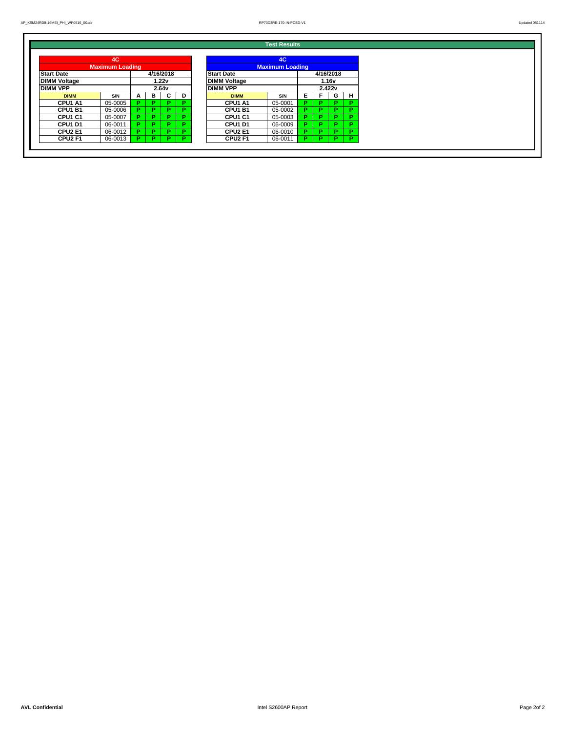## Test Results

| 4C Maximum Loading | | | | | |
|---|---|---|---|---|---|
| Start Date | | 4/16/2018 | | | |
| DIMM Voltage | | 1.22v | | | |
| DIMM VPP | | 2.64v | | | |
| DIMM | S/N | A | B | C | D |
| CPU1 A1 | 05-0005 | P | P | P | P |
| CPU1 B1 | 05-0006 | P | P | P | P |
| CPU1 C1 | 05-0007 | P | P | P | P |
| CPU1 D1 | 06-0011 | P | P | P | P |
| CPU2 E1 | 06-0012 | P | P | P | P |
| CPU2 F1 | 06-0013 | P | P | P | P |

| 4C Maximum Loading | | | | | |
|---|---|---|---|---|---|
| Start Date | | 4/16/2018 | | | |
| DIMM Voltage | | 1.16v | | | |
| DIMM VPP | | 2.422v | | | |
| DIMM | S/N | E | F | G | H |
| CPU1 A1 | 05-0001 | P | P | P | P |
| CPU1 B1 | 05-0002 | P | P | P | P |
| CPU1 C1 | 05-0003 | P | P | P | P |
| CPU1 D1 | 06-0009 | P | P | P | P |
| CPU2 E1 | 06-0010 | P | P | P | P |
| CPU2 F1 | 06-0011 | P | P | P | P |